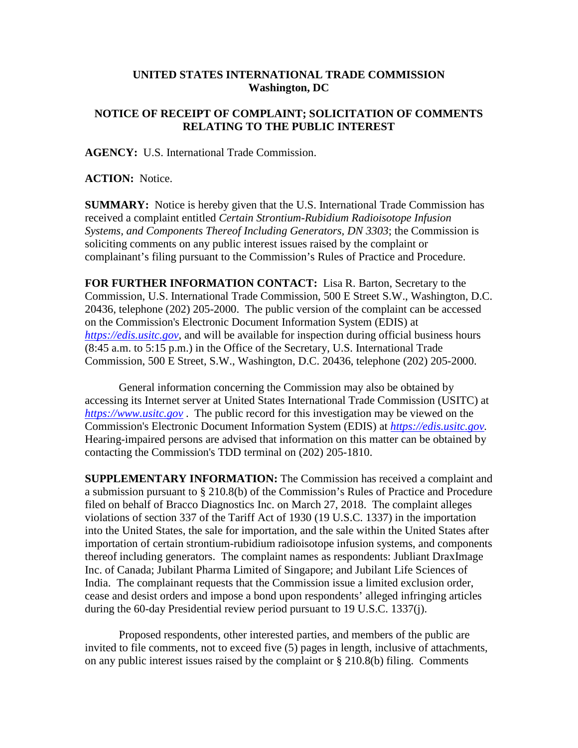**UNITED STATES INTERNATIONAL TRADE COMMISSION**
**Washington, DC**

**NOTICE OF RECEIPT OF COMPLAINT; SOLICITATION OF COMMENTS RELATING TO THE PUBLIC INTEREST**

**AGENCY:** U.S. International Trade Commission.

**ACTION:** Notice.

**SUMMARY:** Notice is hereby given that the U.S. International Trade Commission has received a complaint entitled *Certain Strontium-Rubidium Radioisotope Infusion Systems, and Components Thereof Including Generators, DN 3303*; the Commission is soliciting comments on any public interest issues raised by the complaint or complainant's filing pursuant to the Commission's Rules of Practice and Procedure.

**FOR FURTHER INFORMATION CONTACT:** Lisa R. Barton, Secretary to the Commission, U.S. International Trade Commission, 500 E Street S.W., Washington, D.C. 20436, telephone (202) 205-2000. The public version of the complaint can be accessed on the Commission's Electronic Document Information System (EDIS) at *https://edis.usitc.gov*, and will be available for inspection during official business hours (8:45 a.m. to 5:15 p.m.) in the Office of the Secretary, U.S. International Trade Commission, 500 E Street, S.W., Washington, D.C. 20436, telephone (202) 205-2000.

General information concerning the Commission may also be obtained by accessing its Internet server at United States International Trade Commission (USITC) at *https://www.usitc.gov* . The public record for this investigation may be viewed on the Commission's Electronic Document Information System (EDIS) at *https://edis.usitc.gov.* Hearing-impaired persons are advised that information on this matter can be obtained by contacting the Commission's TDD terminal on (202) 205-1810.

**SUPPLEMENTARY INFORMATION:** The Commission has received a complaint and a submission pursuant to § 210.8(b) of the Commission's Rules of Practice and Procedure filed on behalf of Bracco Diagnostics Inc. on March 27, 2018. The complaint alleges violations of section 337 of the Tariff Act of 1930 (19 U.S.C. 1337) in the importation into the United States, the sale for importation, and the sale within the United States after importation of certain strontium-rubidium radioisotope infusion systems, and components thereof including generators. The complaint names as respondents: Jubliant DraxImage Inc. of Canada; Jubilant Pharma Limited of Singapore; and Jubilant Life Sciences of India. The complainant requests that the Commission issue a limited exclusion order, cease and desist orders and impose a bond upon respondents' alleged infringing articles during the 60-day Presidential review period pursuant to 19 U.S.C. 1337(j).

Proposed respondents, other interested parties, and members of the public are invited to file comments, not to exceed five (5) pages in length, inclusive of attachments, on any public interest issues raised by the complaint or § 210.8(b) filing. Comments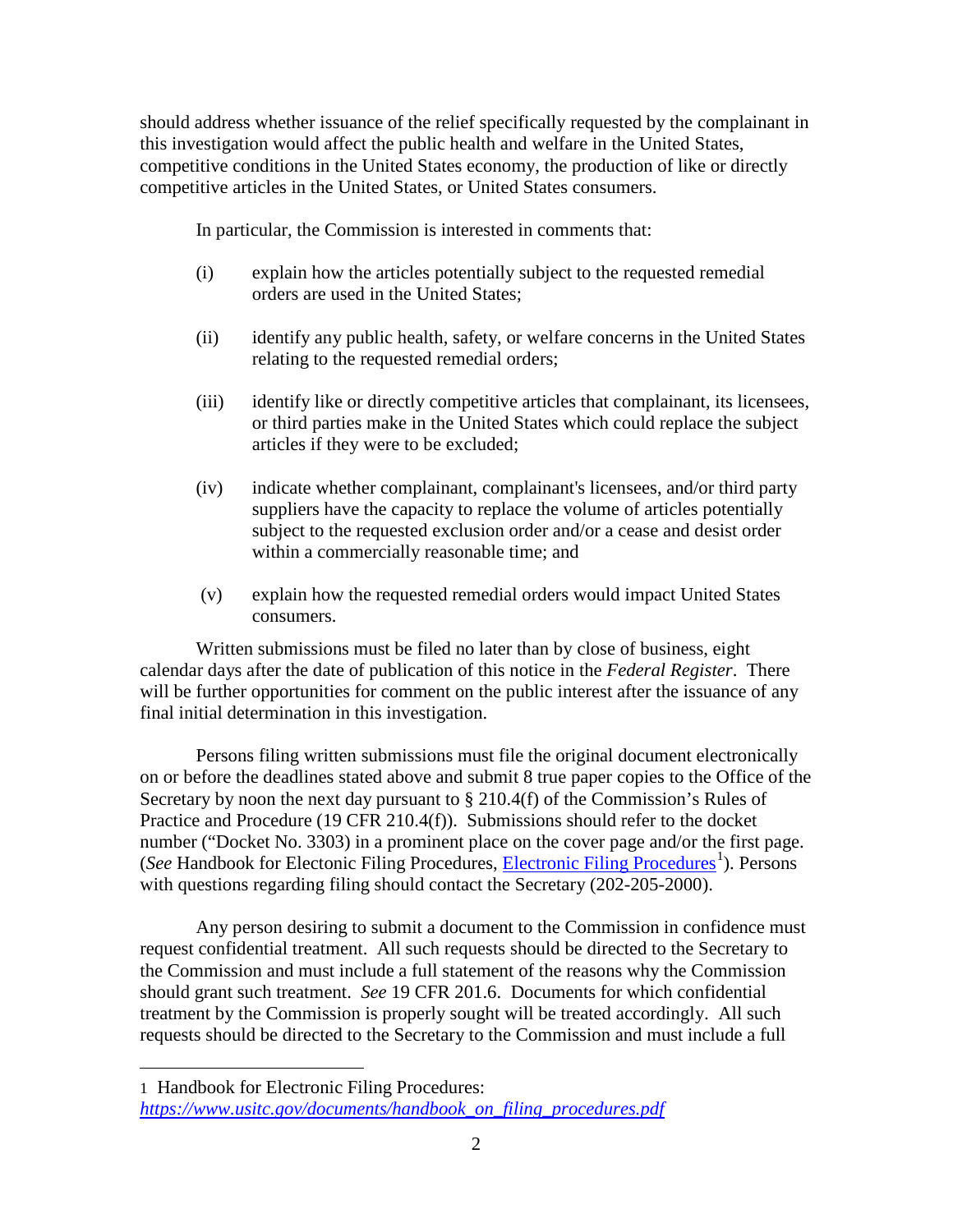should address whether issuance of the relief specifically requested by the complainant in this investigation would affect the public health and welfare in the United States, competitive conditions in the United States economy, the production of like or directly competitive articles in the United States, or United States consumers.

In particular, the Commission is interested in comments that:

(i) explain how the articles potentially subject to the requested remedial orders are used in the United States;

(ii) identify any public health, safety, or welfare concerns in the United States relating to the requested remedial orders;

(iii) identify like or directly competitive articles that complainant, its licensees, or third parties make in the United States which could replace the subject articles if they were to be excluded;

(iv) indicate whether complainant, complainant's licensees, and/or third party suppliers have the capacity to replace the volume of articles potentially subject to the requested exclusion order and/or a cease and desist order within a commercially reasonable time; and

(v) explain how the requested remedial orders would impact United States consumers.

Written submissions must be filed no later than by close of business, eight calendar days after the date of publication of this notice in the *Federal Register*. There will be further opportunities for comment on the public interest after the issuance of any final initial determination in this investigation.

Persons filing written submissions must file the original document electronically on or before the deadlines stated above and submit 8 true paper copies to the Office of the Secretary by noon the next day pursuant to § 210.4(f) of the Commission's Rules of Practice and Procedure (19 CFR 210.4(f)). Submissions should refer to the docket number ("Docket No. 3303) in a prominent place on the cover page and/or the first page. (*See* Handbook for Electonic Filing Procedures, Electronic Filing Procedures[1]). Persons with questions regarding filing should contact the Secretary (202-205-2000).

Any person desiring to submit a document to the Commission in confidence must request confidential treatment. All such requests should be directed to the Secretary to the Commission and must include a full statement of the reasons why the Commission should grant such treatment. *See* 19 CFR 201.6. Documents for which confidential treatment by the Commission is properly sought will be treated accordingly. All such requests should be directed to the Secretary to the Commission and must include a full

---

1 Handbook for Electronic Filing Procedures: *https://www.usitc.gov/documents/handbook_on_filing_procedures.pdf*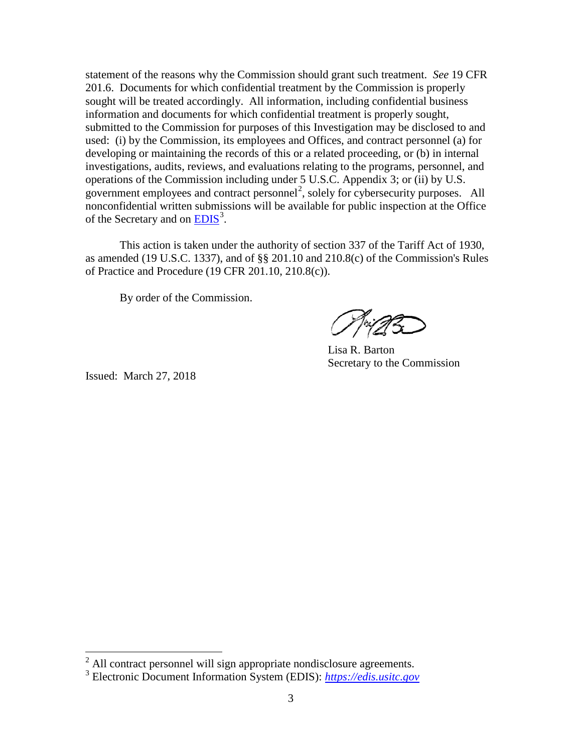statement of the reasons why the Commission should grant such treatment. *See* 19 CFR 201.6. Documents for which confidential treatment by the Commission is properly sought will be treated accordingly. All information, including confidential business information and documents for which confidential treatment is properly sought, submitted to the Commission for purposes of this Investigation may be disclosed to and used: (i) by the Commission, its employees and Offices, and contract personnel (a) for developing or maintaining the records of this or a related proceeding, or (b) in internal investigations, audits, reviews, and evaluations relating to the programs, personnel, and operations of the Commission including under 5 U.S.C. Appendix 3; or (ii) by U.S. government employees and contract personnel[2], solely for cybersecurity purposes. All nonconfidential written submissions will be available for public inspection at the Office of the Secretary and on EDIS[3].

This action is taken under the authority of section 337 of the Tariff Act of 1930, as amended (19 U.S.C. 1337), and of §§ 201.10 and 210.8(c) of the Commission's Rules of Practice and Procedure (19 CFR 201.10, 210.8(c)).

By order of the Commission.

Lisa R. Barton
Secretary to the Commission

Issued: March 27, 2018

---

[2] All contract personnel will sign appropriate nondisclosure agreements.

[3] Electronic Document Information System (EDIS): *https://edis.usitc.gov*